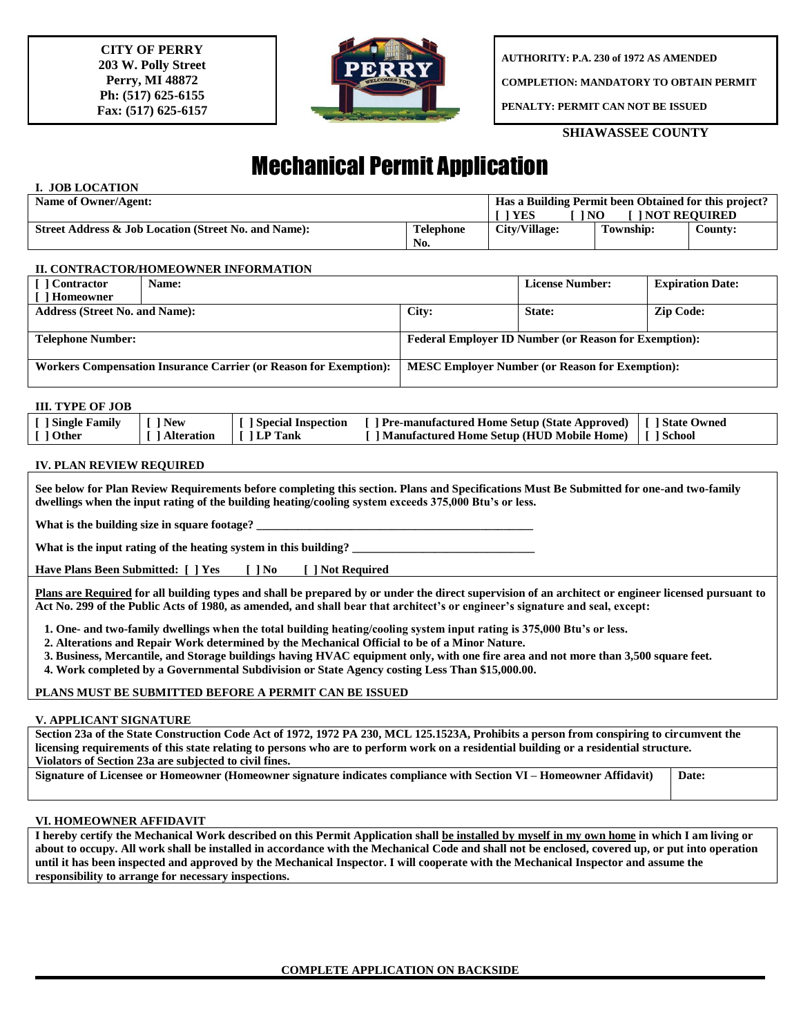**CITY OF PERRY**
**203 W. Polly Street**
**Perry, MI 48872**
**Ph: (517) 625-6155**
**Fax: (517) 625-6157**

**AUTHORITY: P.A. 230 of 1972 AS AMENDED**

**COMPLETION: MANDATORY TO OBTAIN PERMIT**

**PENALTY: PERMIT CAN NOT BE ISSUED**

**SHIAWASSEE COUNTY**

# Mechanical Permit Application

## I. JOB LOCATION

| Name of Owner/Agent: | | Has a Building Permit been Obtained for this project? [ ] YES [ ] NO [ ] NOT REQUIRED | | |
|---|---|---|---|---|
| Street Address & Job Location (Street No. and Name): | Telephone No. | City/Village: | Township: | County: |

## II. CONTRACTOR/HOMEOWNER INFORMATION

| [ ] Contractor [ ] Homeowner | Name: | | License Number: | Expiration Date: |
|---|---|---|---|---|
| Address (Street No. and Name): | | City: | State: | Zip Code: |
| Telephone Number: | | Federal Employer ID Number (or Reason for Exemption): | | |
| Workers Compensation Insurance Carrier (or Reason for Exemption): | | MESC Employer Number (or Reason for Exemption): | | |

## III. TYPE OF JOB

| [ ] Single Family [ ] Other | [ ] New [ ] Alteration | [ ] Special Inspection [ ] LP Tank | [ ] Pre-manufactured Home Setup (State Approved) [ ] Manufactured Home Setup (HUD Mobile Home) | [ ] State Owned [ ] School |
|---|---|---|---|---|

## IV. PLAN REVIEW REQUIRED

**See below for Plan Review Requirements before completing this section. Plans and Specifications Must Be Submitted for one-and two-family dwellings when the input rating of the building heating/cooling system exceeds 375,000 Btu's or less.**

**What is the building size in square footage?** ______________________________

**What is the input rating of the heating system in this building?** ______________________________

**Have Plans Been Submitted: [ ] Yes [ ] No [ ] Not Required**

**<u>Plans are Required</u> for all building types and shall be prepared by or under the direct supervision of an architect or engineer licensed pursuant to Act No. 299 of the Public Acts of 1980, as amended, and shall bear that architect's or engineer's signature and seal, except:**

1. **One- and two-family dwellings when the total building heating/cooling system input rating is 375,000 Btu's or less.**
2. **Alterations and Repair Work determined by the Mechanical Official to be of a Minor Nature.**
3. **Business, Mercantile, and Storage buildings having HVAC equipment only, with one fire area and not more than 3,500 square feet.**
4. **Work completed by a Governmental Subdivision or State Agency costing Less Than $15,000.00.**

**PLANS MUST BE SUBMITTED BEFORE A PERMIT CAN BE ISSUED**

## V. APPLICANT SIGNATURE

**Section 23a of the State Construction Code Act of 1972, 1972 PA 230, MCL 125.1523A, Prohibits a person from conspiring to circumvent the licensing requirements of this state relating to persons who are to perform work on a residential building or a residential structure. Violators of Section 23a are subjected to civil fines.**

| Signature of Licensee or Homeowner (Homeowner signature indicates compliance with Section VI – Homeowner Affidavit) | Date: |
|---|---|

## VI. HOMEOWNER AFFIDAVIT

**I hereby certify the Mechanical Work described on this Permit Application shall <u>be installed by myself in my own home</u> in which I am living or about to occupy. All work shall be installed in accordance with the Mechanical Code and shall not be enclosed, covered up, or put into operation until it has been inspected and approved by the Mechanical Inspector. I will cooperate with the Mechanical Inspector and assume the responsibility to arrange for necessary inspections.**

**COMPLETE APPLICATION ON BACKSIDE**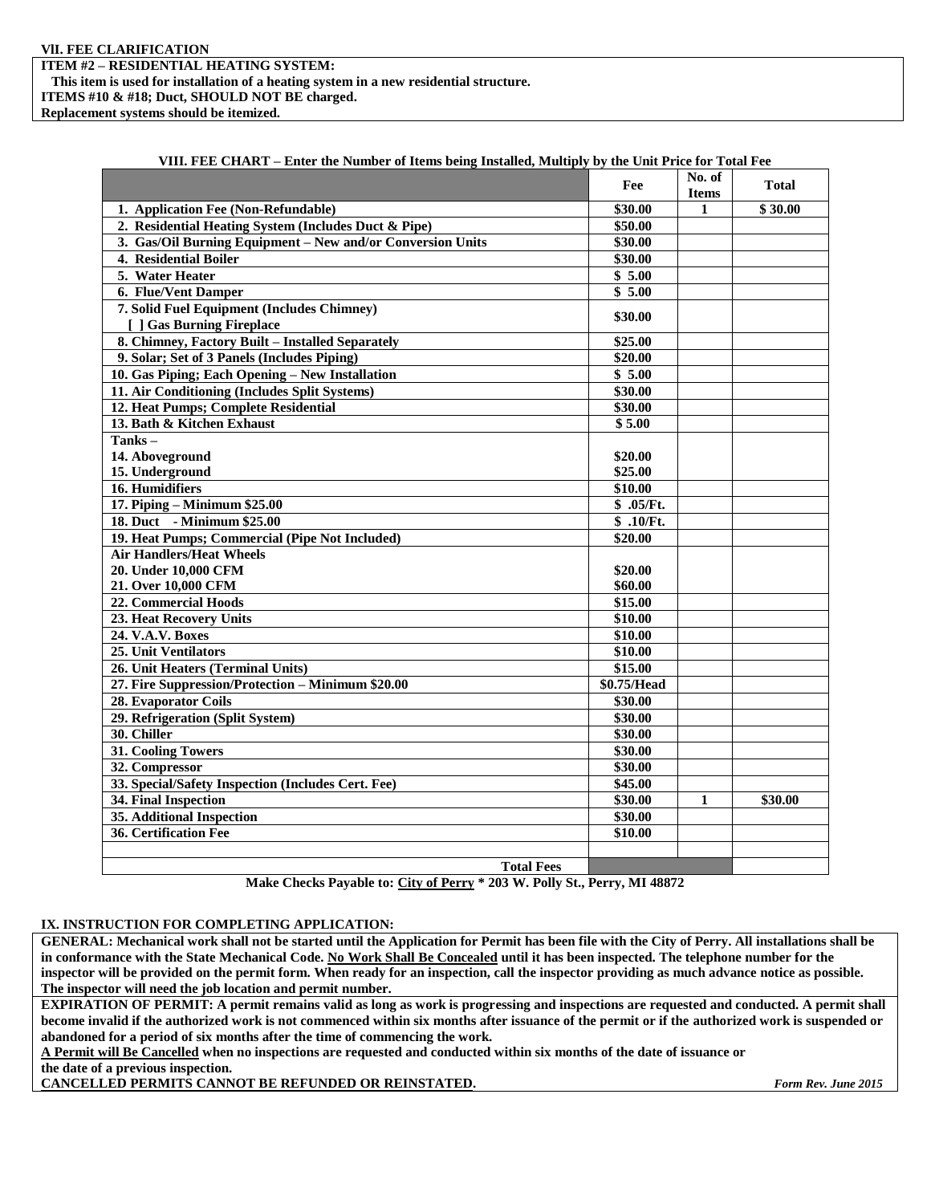**VII. FEE CLARIFICATION**

**ITEM #2 – RESIDENTIAL HEATING SYSTEM:**
**This item is used for installation of a heating system in a new residential structure.**
**ITEMS #10 & #18; Duct, SHOULD NOT BE charged.**
**Replacement systems should be itemized.**

**VIII. FEE CHART – Enter the Number of Items being Installed, Multiply by the Unit Price for Total Fee**

| | Fee | No. of Items | Total |
|---|---|---|---|
| 1. Application Fee (Non-Refundable) | $30.00 | 1 | $ 30.00 |
| 2. Residential Heating System (Includes Duct & Pipe) | $50.00 | | |
| 3. Gas/Oil Burning Equipment – New and/or Conversion Units | $30.00 | | |
| 4. Residential Boiler | $30.00 | | |
| 5. Water Heater | $ 5.00 | | |
| 6. Flue/Vent Damper | $ 5.00 | | |
| 7. Solid Fuel Equipment (Includes Chimney) [ ] Gas Burning Fireplace | $30.00 | | |
| 8. Chimney, Factory Built – Installed Separately | $25.00 | | |
| 9. Solar; Set of 3 Panels (Includes Piping) | $20.00 | | |
| 10. Gas Piping; Each Opening – New Installation | $ 5.00 | | |
| 11. Air Conditioning (Includes Split Systems) | $30.00 | | |
| 12. Heat Pumps; Complete Residential | $30.00 | | |
| 13. Bath & Kitchen Exhaust | $ 5.00 | | |
| Tanks – | | | |
| 14. Aboveground | $20.00 | | |
| 15. Underground | $25.00 | | |
| 16. Humidifiers | $10.00 | | |
| 17. Piping – Minimum $25.00 | $ .05/Ft. | | |
| 18. Duct - Minimum $25.00 | $ .10/Ft. | | |
| 19. Heat Pumps; Commercial (Pipe Not Included) | $20.00 | | |
| Air Handlers/Heat Wheels | | | |
| 20. Under 10,000 CFM | $20.00 | | |
| 21. Over 10,000 CFM | $60.00 | | |
| 22. Commercial Hoods | $15.00 | | |
| 23. Heat Recovery Units | $10.00 | | |
| 24. V.A.V. Boxes | $10.00 | | |
| 25. Unit Ventilators | $10.00 | | |
| 26. Unit Heaters (Terminal Units) | $15.00 | | |
| 27. Fire Suppression/Protection – Minimum $20.00 | $0.75/Head | | |
| 28. Evaporator Coils | $30.00 | | |
| 29. Refrigeration (Split System) | $30.00 | | |
| 30. Chiller | $30.00 | | |
| 31. Cooling Towers | $30.00 | | |
| 32. Compressor | $30.00 | | |
| 33. Special/Safety Inspection (Includes Cert. Fee) | $45.00 | | |
| 34. Final Inspection | $30.00 | 1 | $30.00 |
| 35. Additional Inspection | $30.00 | | |
| 36. Certification Fee | $10.00 | | |
| | | | |
| Total Fees | | | |

**Make Checks Payable to: City of Perry * 203 W. Polly St., Perry, MI 48872**

**IX. INSTRUCTION FOR COMPLETING APPLICATION:**

**GENERAL: Mechanical work shall not be started until the Application for Permit has been file with the City of Perry. All installations shall be in conformance with the State Mechanical Code. No Work Shall Be Concealed until it has been inspected. The telephone number for the inspector will be provided on the permit form. When ready for an inspection, call the inspector providing as much advance notice as possible. The inspector will need the job location and permit number.**

**EXPIRATION OF PERMIT: A permit remains valid as long as work is progressing and inspections are requested and conducted. A permit shall become invalid if the authorized work is not commenced within six months after issuance of the permit or if the authorized work is suspended or abandoned for a period of six months after the time of commencing the work.**

**A Permit will Be Cancelled when no inspections are requested and conducted within six months of the date of issuance or the date of a previous inspection.**

**CANCELLED PERMITS CANNOT BE REFUNDED OR REINSTATED.**

*Form Rev. June 2015*